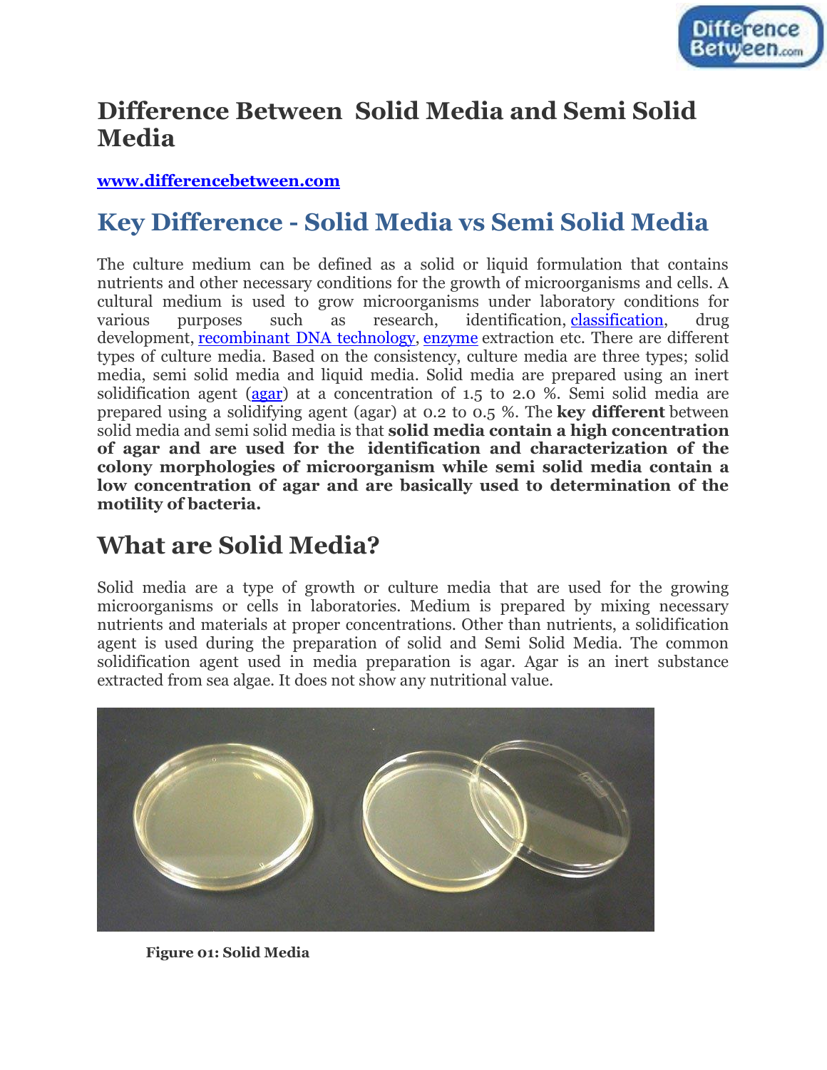# Difference Between Solid Media and Semi Solid Media

**www.differencebetween.com**

## Key Difference - Solid Media vs Semi Solid Media

The culture medium can be defined as a solid or liquid formulation that contains nutrients and other necessary conditions for the growth of microorganisms and cells. A cultural medium is used to grow microorganisms under laboratory conditions for various purposes such as research, identification, classification, drug development, recombinant DNA technology, enzyme extraction etc. There are different types of culture media. Based on the consistency, culture media are three types; solid media, semi solid media and liquid media. Solid media are prepared using an inert solidification agent (agar) at a concentration of 1.5 to 2.0 %. Semi solid media are prepared using a solidifying agent (agar) at 0.2 to 0.5 %. The **key different** between solid media and semi solid media is that **solid media contain a high concentration of agar and are used for the identification and characterization of the colony morphologies of microorganism while semi solid media contain a low concentration of agar and are basically used to determination of the motility of bacteria.**

# What are Solid Media?

Solid media are a type of growth or culture media that are used for the growing microorganisms or cells in laboratories. Medium is prepared by mixing necessary nutrients and materials at proper concentrations. Other than nutrients, a solidification agent is used during the preparation of solid and Semi Solid Media. The common solidification agent used in media preparation is agar. Agar is an inert substance extracted from sea algae. It does not show any nutritional value.

**Figure 01: Solid Media**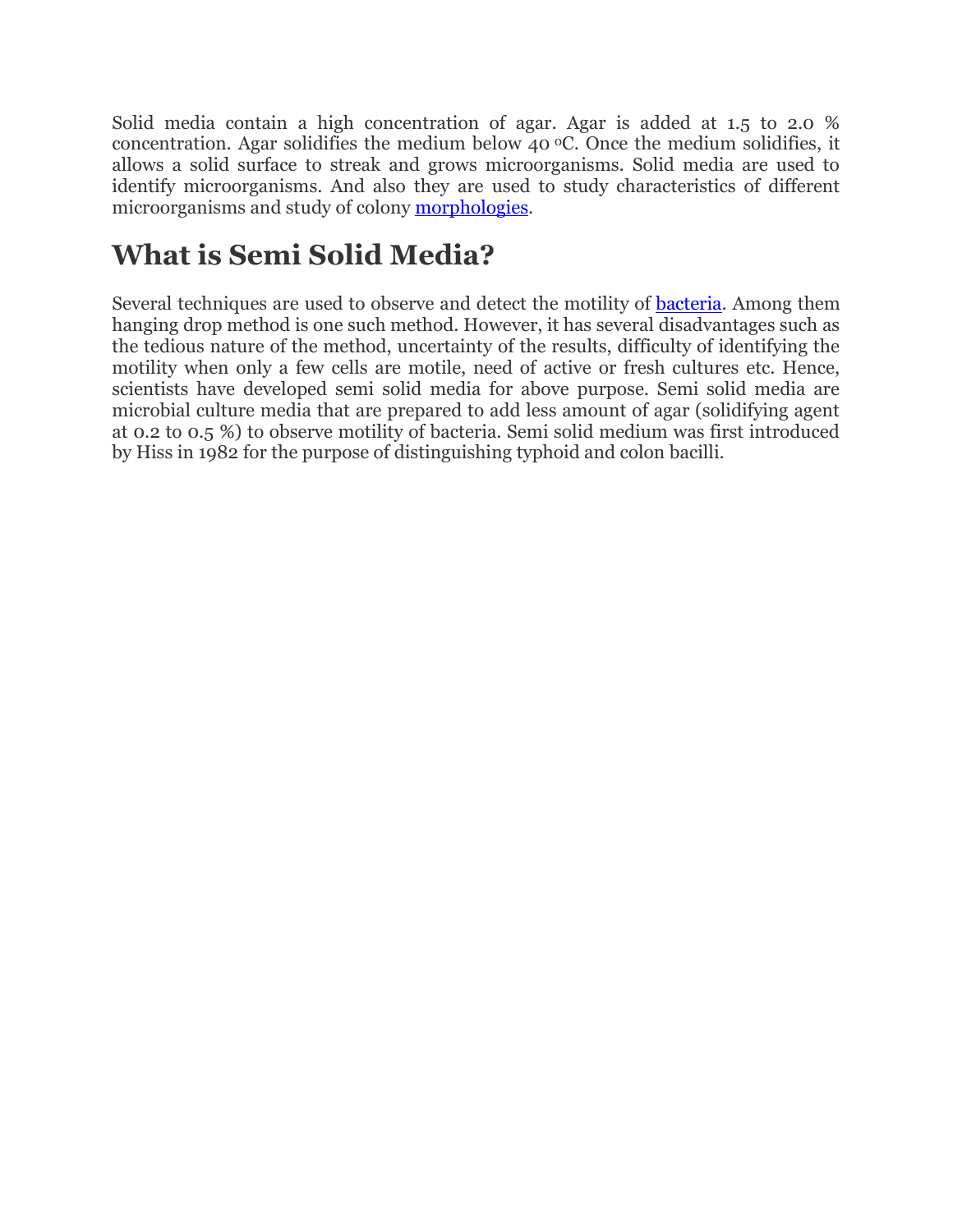Solid media contain a high concentration of agar. Agar is added at 1.5 to 2.0 % concentration. Agar solidifies the medium below 40 $^{o}$C. Once the medium solidifies, it allows a solid surface to streak and grows microorganisms. Solid media are used to identify microorganisms. And also they are used to study characteristics of different microorganisms and study of colony morphologies.

## What is Semi Solid Media?

Several techniques are used to observe and detect the motility of bacteria. Among them hanging drop method is one such method. However, it has several disadvantages such as the tedious nature of the method, uncertainty of the results, difficulty of identifying the motility when only a few cells are motile, need of active or fresh cultures etc. Hence, scientists have developed semi solid media for above purpose. Semi solid media are microbial culture media that are prepared to add less amount of agar (solidifying agent at 0.2 to 0.5 %) to observe motility of bacteria. Semi solid medium was first introduced by Hiss in 1982 for the purpose of distinguishing typhoid and colon bacilli.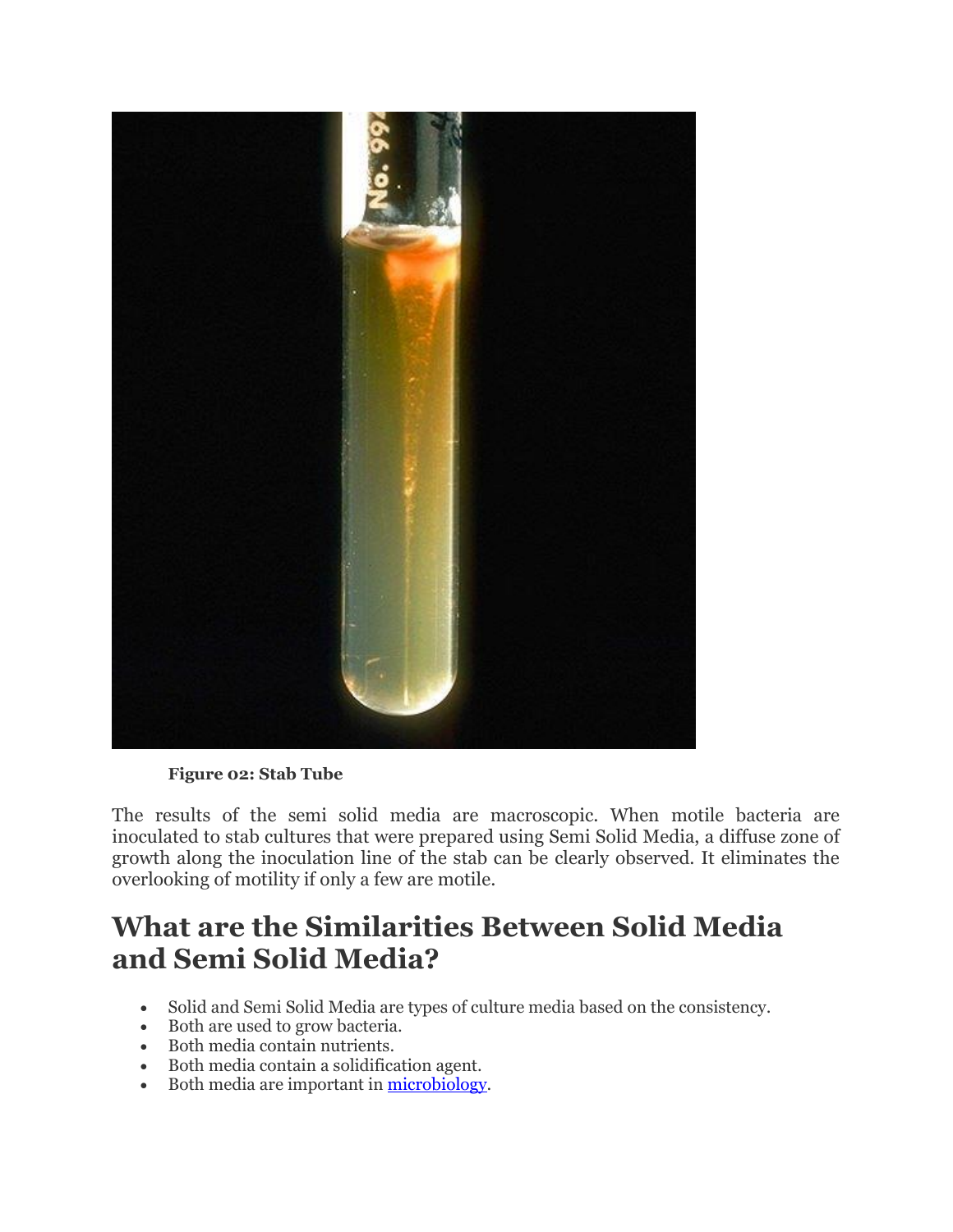**Figure 02: Stab Tube**

The results of the semi solid media are macroscopic. When motile bacteria are inoculated to stab cultures that were prepared using Semi Solid Media, a diffuse zone of growth along the inoculation line of the stab can be clearly observed. It eliminates the overlooking of motility if only a few are motile.

## What are the Similarities Between Solid Media and Semi Solid Media?

- Solid and Semi Solid Media are types of culture media based on the consistency.
- Both are used to grow bacteria.
- Both media contain nutrients.
- Both media contain a solidification agent.
- Both media are important in microbiology.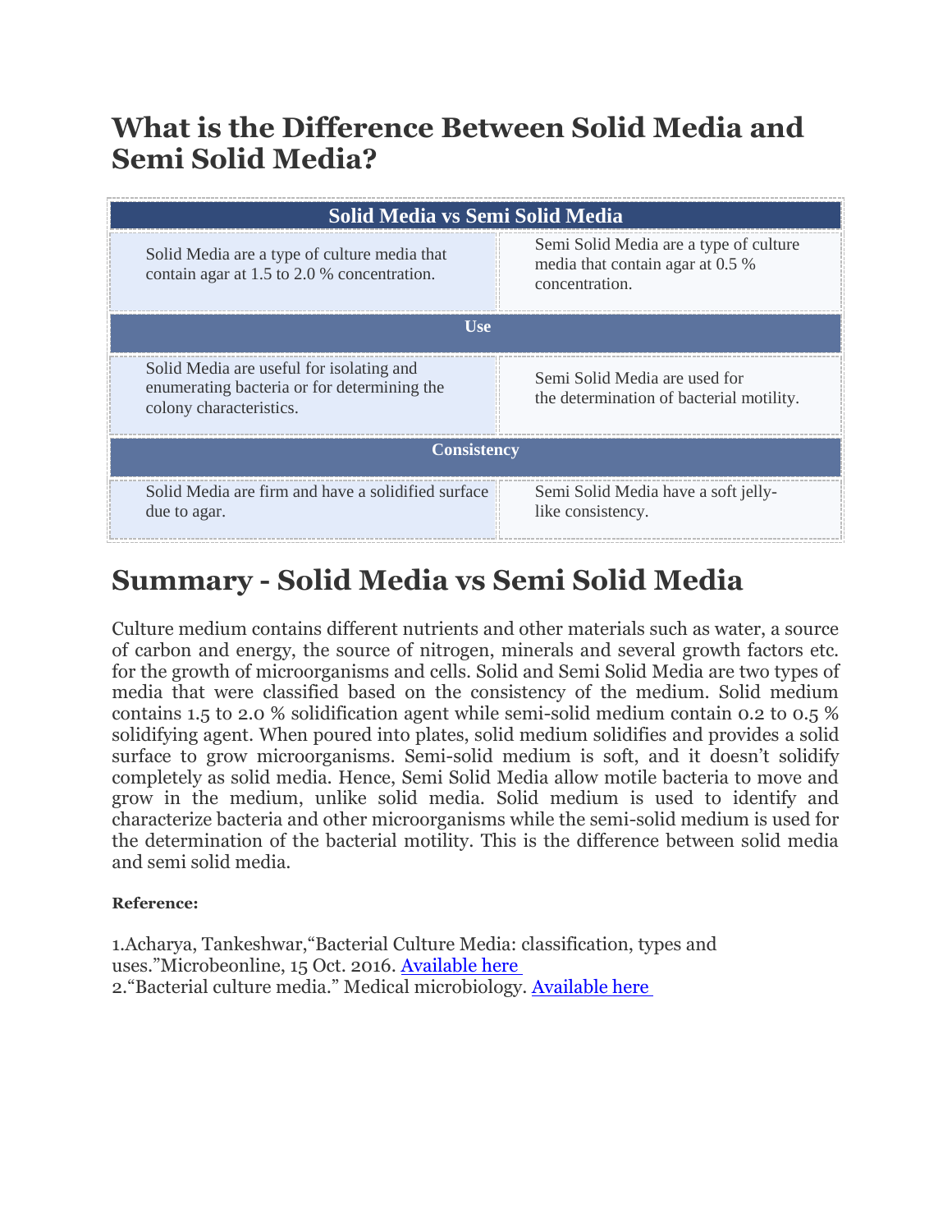# What is the Difference Between Solid Media and Semi Solid Media?

| Solid Media vs Semi Solid Media | |
|---|---|
| Solid Media are a type of culture media that contain agar at 1.5 to 2.0 % concentration. | Semi Solid Media are a type of culture media that contain agar at 0.5 % concentration. |
| **Use** | |
| Solid Media are useful for isolating and enumerating bacteria or for determining the colony characteristics. | Semi Solid Media are used for the determination of bacterial motility. |
| **Consistency** | |
| Solid Media are firm and have a solidified surface due to agar. | Semi Solid Media have a soft jelly-like consistency. |

# Summary - Solid Media vs Semi Solid Media

Culture medium contains different nutrients and other materials such as water, a source of carbon and energy, the source of nitrogen, minerals and several growth factors etc. for the growth of microorganisms and cells. Solid and Semi Solid Media are two types of media that were classified based on the consistency of the medium. Solid medium contains 1.5 to 2.0 % solidification agent while semi-solid medium contain 0.2 to 0.5 % solidifying agent. When poured into plates, solid medium solidifies and provides a solid surface to grow microorganisms. Semi-solid medium is soft, and it doesn't solidify completely as solid media. Hence, Semi Solid Media allow motile bacteria to move and grow in the medium, unlike solid media. Solid medium is used to identify and characterize bacteria and other microorganisms while the semi-solid medium is used for the determination of the bacterial motility. This is the difference between solid media and semi solid media.

**Reference:**

1.Acharya, Tankeshwar,"Bacterial Culture Media: classification, types and uses."Microbeonline, 15 Oct. 2016. Available here
2."Bacterial culture media." Medical microbiology. Available here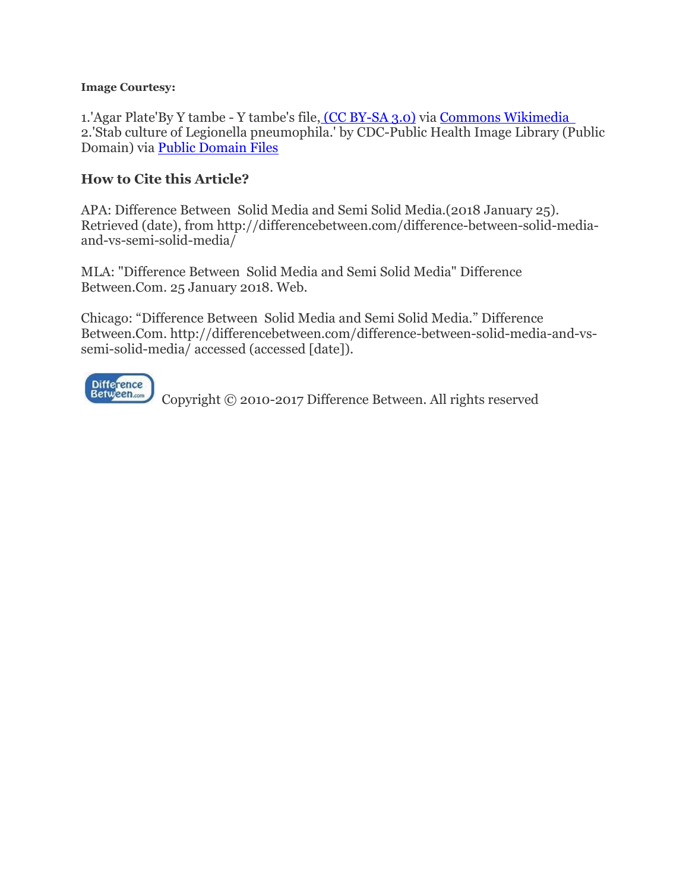**Image Courtesy:**

1.'Agar Plate'By Y tambe - Y tambe's file, (CC BY-SA 3.0) via Commons Wikimedia
2.'Stab culture of Legionella pneumophila.' by CDC-Public Health Image Library (Public Domain) via Public Domain Files

### How to Cite this Article?

APA: Difference Between Solid Media and Semi Solid Media.(2018 January 25). Retrieved (date), from http://differencebetween.com/difference-between-solid-media-and-vs-semi-solid-media/

MLA: "Difference Between Solid Media and Semi Solid Media" Difference Between.Com. 25 January 2018. Web.

Chicago: "Difference Between Solid Media and Semi Solid Media." Difference Between.Com. http://differencebetween.com/difference-between-solid-media-and-vs-semi-solid-media/ accessed (accessed [date]).

Copyright © 2010-2017 Difference Between. All rights reserved